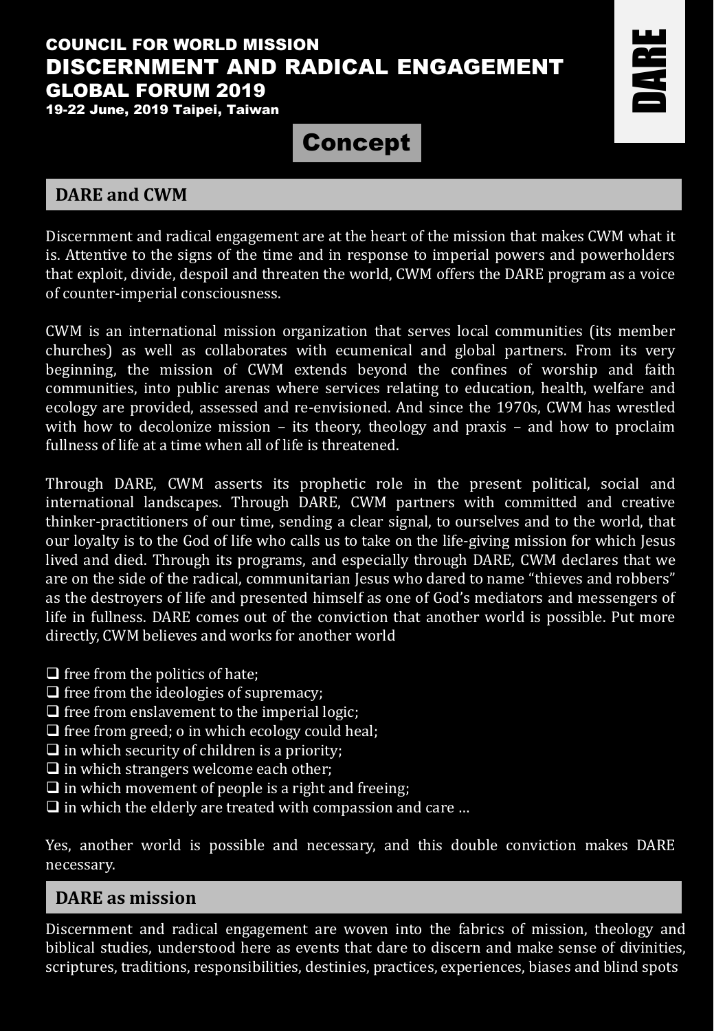# COUNCIL FOR WORLD MISSION
# DISCERNMENT AND RADICAL ENGAGEMENT
# GLOBAL FORUM 2019

**19-22 June, 2019 Taipei, Taiwan**

DARE

## Concept

### DARE and CWM

Discernment and radical engagement are at the heart of the mission that makes CWM what it is. Attentive to the signs of the time and in response to imperial powers and powerholders that exploit, divide, despoil and threaten the world, CWM offers the DARE program as a voice of counter-imperial consciousness.

CWM is an international mission organization that serves local communities (its member churches) as well as collaborates with ecumenical and global partners. From its very beginning, the mission of CWM extends beyond the confines of worship and faith communities, into public arenas where services relating to education, health, welfare and ecology are provided, assessed and re-envisioned. And since the 1970s, CWM has wrestled with how to decolonize mission – its theory, theology and praxis – and how to proclaim fullness of life at a time when all of life is threatened.

Through DARE, CWM asserts its prophetic role in the present political, social and international landscapes. Through DARE, CWM partners with committed and creative thinker-practitioners of our time, sending a clear signal, to ourselves and to the world, that our loyalty is to the God of life who calls us to take on the life-giving mission for which Jesus lived and died. Through its programs, and especially through DARE, CWM declares that we are on the side of the radical, communitarian Jesus who dared to name "thieves and robbers" as the destroyers of life and presented himself as one of God's mediators and messengers of life in fullness. DARE comes out of the conviction that another world is possible. Put more directly, CWM believes and works for another world

- ❑ free from the politics of hate;
- ❑ free from the ideologies of supremacy;
- ❑ free from enslavement to the imperial logic;
- ❑ free from greed; o in which ecology could heal;
- ❑ in which security of children is a priority;
- ❑ in which strangers welcome each other;
- ❑ in which movement of people is a right and freeing;
- ❑ in which the elderly are treated with compassion and care …

Yes, another world is possible and necessary, and this double conviction makes DARE necessary.

### DARE as mission

Discernment and radical engagement are woven into the fabrics of mission, theology and biblical studies, understood here as events that dare to discern and make sense of divinities, scriptures, traditions, responsibilities, destinies, practices, experiences, biases and blind spots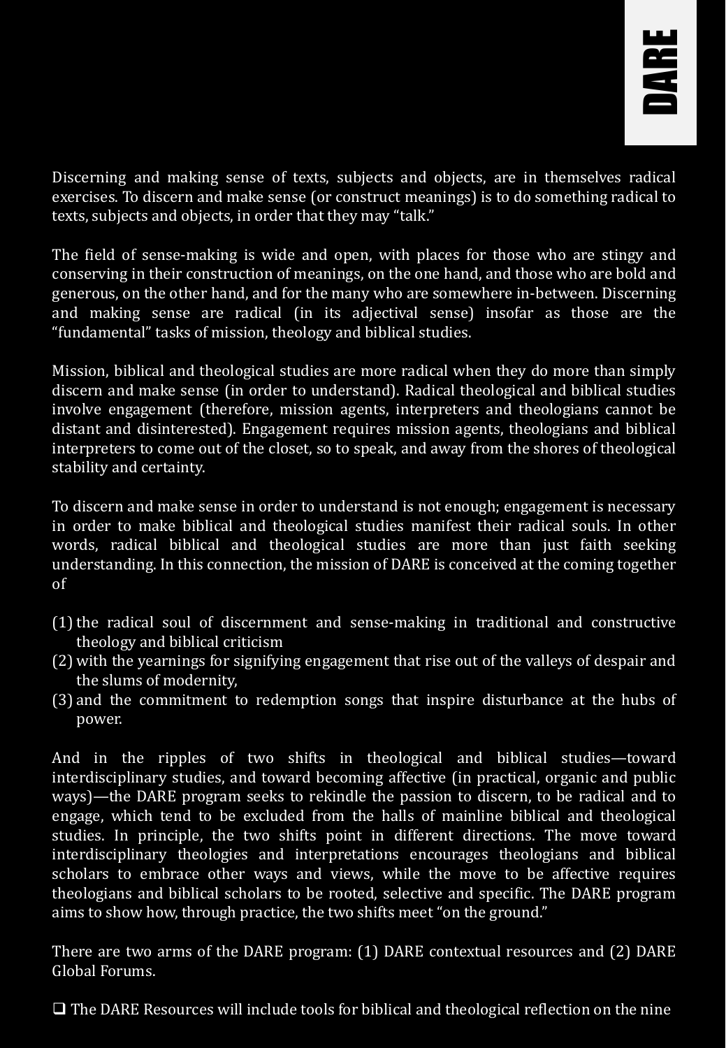Discerning and making sense of texts, subjects and objects, are in themselves radical exercises. To discern and make sense (or construct meanings) is to do something radical to texts, subjects and objects, in order that they may "talk."

The field of sense-making is wide and open, with places for those who are stingy and conserving in their construction of meanings, on the one hand, and those who are bold and generous, on the other hand, and for the many who are somewhere in-between. Discerning and making sense are radical (in its adjectival sense) insofar as those are the "fundamental" tasks of mission, theology and biblical studies.

Mission, biblical and theological studies are more radical when they do more than simply discern and make sense (in order to understand). Radical theological and biblical studies involve engagement (therefore, mission agents, interpreters and theologians cannot be distant and disinterested). Engagement requires mission agents, theologians and biblical interpreters to come out of the closet, so to speak, and away from the shores of theological stability and certainty.

To discern and make sense in order to understand is not enough; engagement is necessary in order to make biblical and theological studies manifest their radical souls. In other words, radical biblical and theological studies are more than just faith seeking understanding. In this connection, the mission of DARE is conceived at the coming together of

(1) the radical soul of discernment and sense-making in traditional and constructive theology and biblical criticism
(2) with the yearnings for signifying engagement that rise out of the valleys of despair and the slums of modernity,
(3) and the commitment to redemption songs that inspire disturbance at the hubs of power.

And in the ripples of two shifts in theological and biblical studies—toward interdisciplinary studies, and toward becoming affective (in practical, organic and public ways)—the DARE program seeks to rekindle the passion to discern, to be radical and to engage, which tend to be excluded from the halls of mainline biblical and theological studies. In principle, the two shifts point in different directions. The move toward interdisciplinary theologies and interpretations encourages theologians and biblical scholars to embrace other ways and views, while the move to be affective requires theologians and biblical scholars to be rooted, selective and specific. The DARE program aims to show how, through practice, the two shifts meet "on the ground."

There are two arms of the DARE program: (1) DARE contextual resources and (2) DARE Global Forums.

- The DARE Resources will include tools for biblical and theological reflection on the nine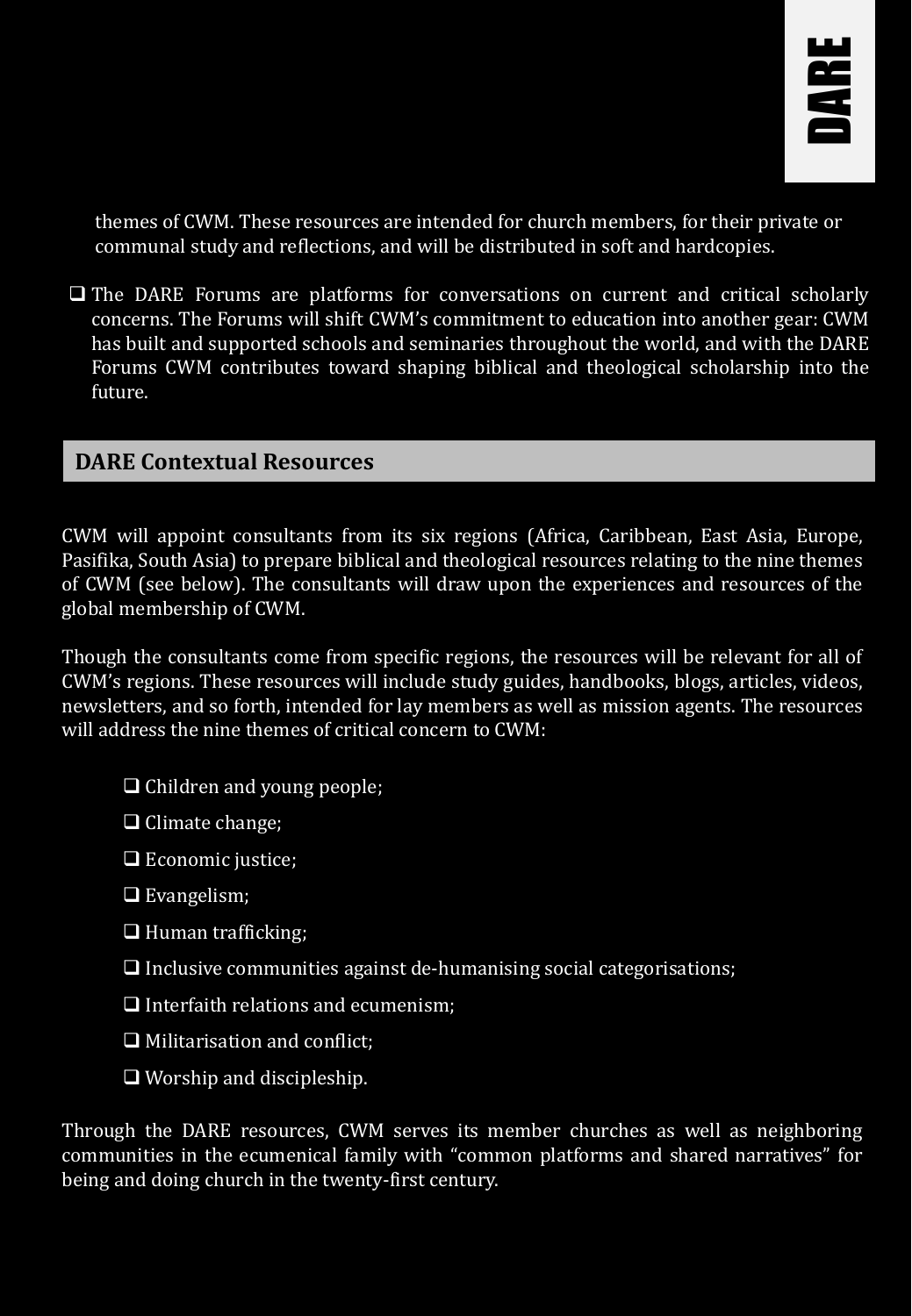themes of CWM. These resources are intended for church members, for their private or communal study and reflections, and will be distributed in soft and hardcopies.

- The DARE Forums are platforms for conversations on current and critical scholarly concerns. The Forums will shift CWM's commitment to education into another gear: CWM has built and supported schools and seminaries throughout the world, and with the DARE Forums CWM contributes toward shaping biblical and theological scholarship into the future.

## DARE Contextual Resources

CWM will appoint consultants from its six regions (Africa, Caribbean, East Asia, Europe, Pasifika, South Asia) to prepare biblical and theological resources relating to the nine themes of CWM (see below). The consultants will draw upon the experiences and resources of the global membership of CWM.

Though the consultants come from specific regions, the resources will be relevant for all of CWM's regions. These resources will include study guides, handbooks, blogs, articles, videos, newsletters, and so forth, intended for lay members as well as mission agents. The resources will address the nine themes of critical concern to CWM:

- Children and young people;
- Climate change;
- Economic justice;
- Evangelism;
- Human trafficking;
- Inclusive communities against de-humanising social categorisations;
- Interfaith relations and ecumenism;
- Militarisation and conflict;
- Worship and discipleship.

Through the DARE resources, CWM serves its member churches as well as neighboring communities in the ecumenical family with "common platforms and shared narratives" for being and doing church in the twenty-first century.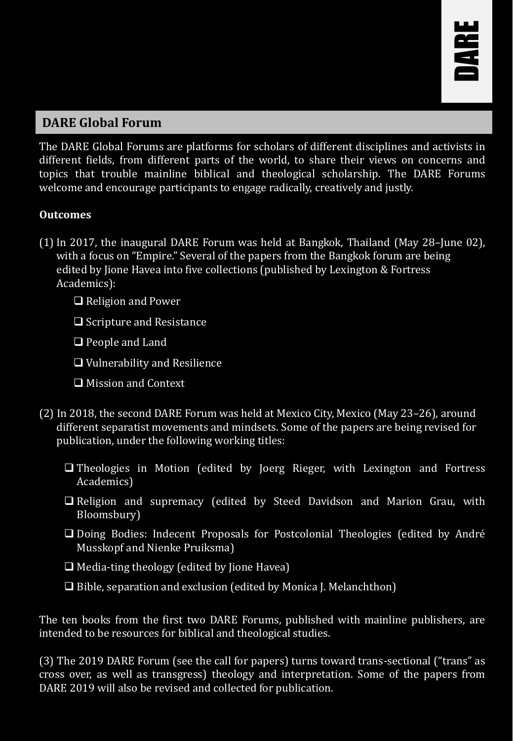## DARE Global Forum

The DARE Global Forums are platforms for scholars of different disciplines and activists in different fields, from different parts of the world, to share their views on concerns and topics that trouble mainline biblical and theological scholarship. The DARE Forums welcome and encourage participants to engage radically, creatively and justly.

**Outcomes**

(1) In 2017, the inaugural DARE Forum was held at Bangkok, Thailand (May 28–June 02), with a focus on "Empire." Several of the papers from the Bangkok forum are being edited by Jione Havea into five collections (published by Lexington & Fortress Academics):

- ❑ Religion and Power
- ❑ Scripture and Resistance
- ❑ People and Land
- ❑ Vulnerability and Resilience
- ❑ Mission and Context

(2) In 2018, the second DARE Forum was held at Mexico City, Mexico (May 23–26), around different separatist movements and mindsets. Some of the papers are being revised for publication, under the following working titles:

- ❑ Theologies in Motion (edited by Joerg Rieger, with Lexington and Fortress Academics)
- ❑ Religion and supremacy (edited by Steed Davidson and Marion Grau, with Bloomsbury)
- ❑ Doing Bodies: Indecent Proposals for Postcolonial Theologies (edited by André Musskopf and Nienke Pruiksma)
- ❑ Media-ting theology (edited by Jione Havea)
- ❑ Bible, separation and exclusion (edited by Monica J. Melanchthon)

The ten books from the first two DARE Forums, published with mainline publishers, are intended to be resources for biblical and theological studies.

(3) The 2019 DARE Forum (see the call for papers) turns toward trans-sectional ("trans" as cross over, as well as transgress) theology and interpretation. Some of the papers from DARE 2019 will also be revised and collected for publication.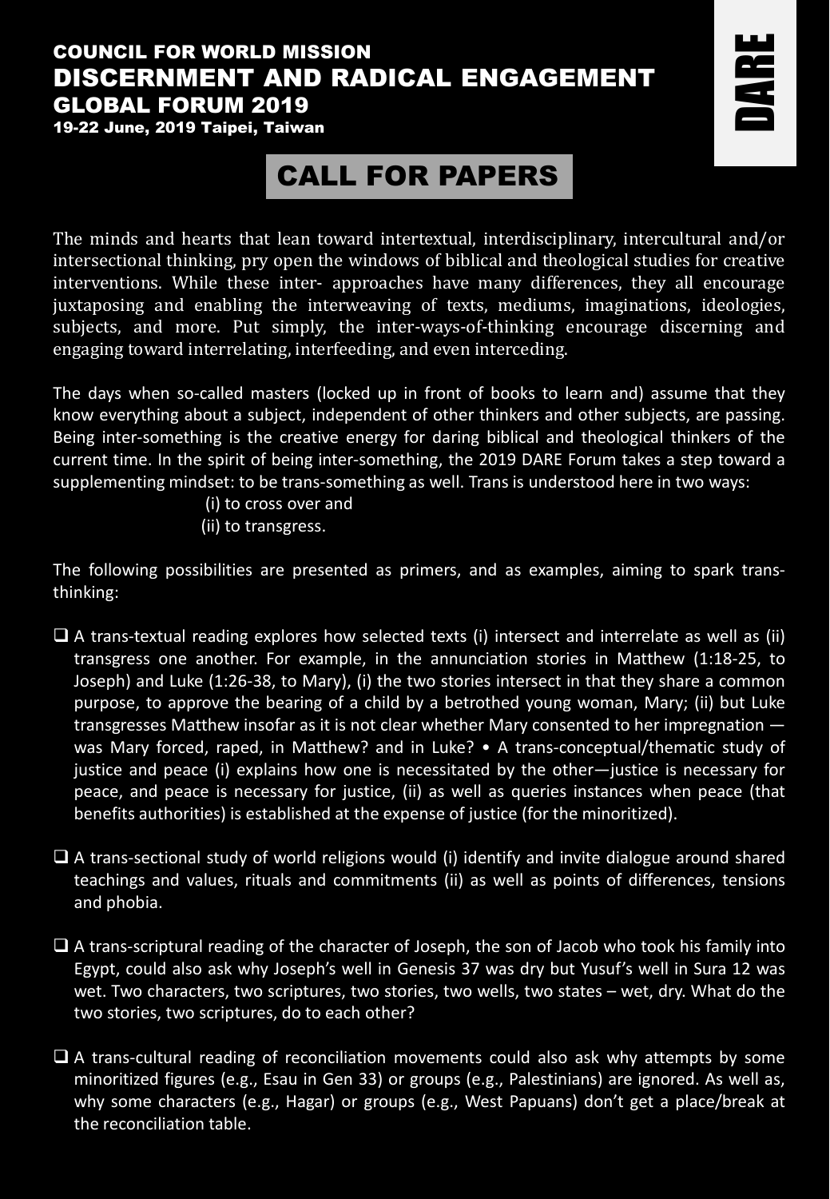# COUNCIL FOR WORLD MISSION DISCERNMENT AND RADICAL ENGAGEMENT GLOBAL FORUM 2019

**19-22 June, 2019 Taipei, Taiwan**

DARE

## CALL FOR PAPERS

The minds and hearts that lean toward intertextual, interdisciplinary, intercultural and/or intersectional thinking, pry open the windows of biblical and theological studies for creative interventions. While these inter- approaches have many differences, they all encourage juxtaposing and enabling the interweaving of texts, mediums, imaginations, ideologies, subjects, and more. Put simply, the inter-ways-of-thinking encourage discerning and engaging toward interrelating, interfeeding, and even interceding.

The days when so-called masters (locked up in front of books to learn and) assume that they know everything about a subject, independent of other thinkers and other subjects, are passing. Being inter-something is the creative energy for daring biblical and theological thinkers of the current time. In the spirit of being inter-something, the 2019 DARE Forum takes a step toward a supplementing mindset: to be trans-something as well. Trans is understood here in two ways:

(i) to cross over and
(ii) to transgress.

The following possibilities are presented as primers, and as examples, aiming to spark trans-thinking:

- A trans-textual reading explores how selected texts (i) intersect and interrelate as well as (ii) transgress one another. For example, in the annunciation stories in Matthew (1:18-25, to Joseph) and Luke (1:26-38, to Mary), (i) the two stories intersect in that they share a common purpose, to approve the bearing of a child by a betrothed young woman, Mary; (ii) but Luke transgresses Matthew insofar as it is not clear whether Mary consented to her impregnation — was Mary forced, raped, in Matthew? and in Luke? • A trans-conceptual/thematic study of justice and peace (i) explains how one is necessitated by the other—justice is necessary for peace, and peace is necessary for justice, (ii) as well as queries instances when peace (that benefits authorities) is established at the expense of justice (for the minoritized).
- A trans-sectional study of world religions would (i) identify and invite dialogue around shared teachings and values, rituals and commitments (ii) as well as points of differences, tensions and phobia.
- A trans-scriptural reading of the character of Joseph, the son of Jacob who took his family into Egypt, could also ask why Joseph's well in Genesis 37 was dry but Yusuf's well in Sura 12 was wet. Two characters, two scriptures, two stories, two wells, two states – wet, dry. What do the two stories, two scriptures, do to each other?
- A trans-cultural reading of reconciliation movements could also ask why attempts by some minoritized figures (e.g., Esau in Gen 33) or groups (e.g., Palestinians) are ignored. As well as, why some characters (e.g., Hagar) or groups (e.g., West Papuans) don't get a place/break at the reconciliation table.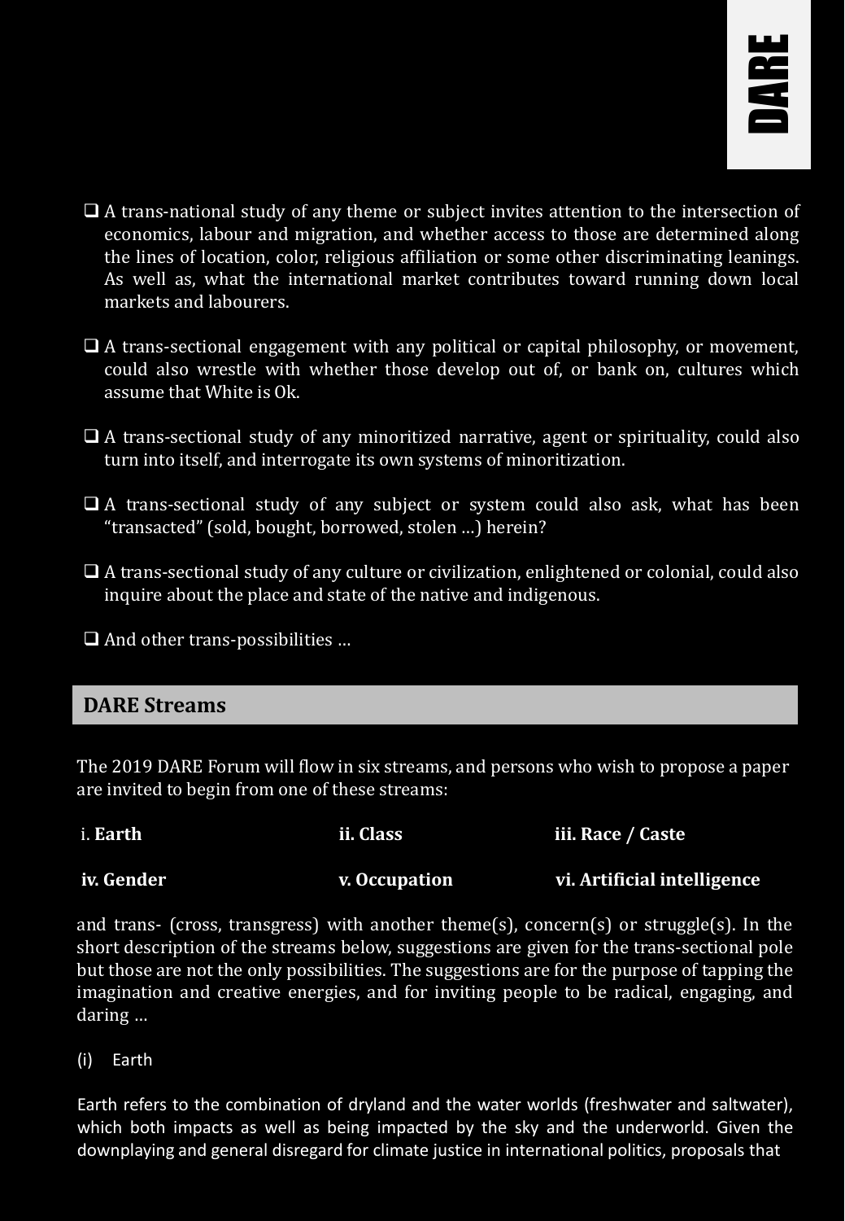- A trans-national study of any theme or subject invites attention to the intersection of economics, labour and migration, and whether access to those are determined along the lines of location, color, religious affiliation or some other discriminating leanings. As well as, what the international market contributes toward running down local markets and labourers.

- A trans-sectional engagement with any political or capital philosophy, or movement, could also wrestle with whether those develop out of, or bank on, cultures which assume that White is Ok.

- A trans-sectional study of any minoritized narrative, agent or spirituality, could also turn into itself, and interrogate its own systems of minoritization.

- A trans-sectional study of any subject or system could also ask, what has been "transacted" (sold, bought, borrowed, stolen …) herein?

- A trans-sectional study of any culture or civilization, enlightened or colonial, could also inquire about the place and state of the native and indigenous.

- And other trans-possibilities …

## DARE Streams

The 2019 DARE Forum will flow in six streams, and persons who wish to propose a paper are invited to begin from one of these streams:

| i. **Earth** | ii. **Class** | iii. **Race / Caste** |
|---|---|---|
| iv. **Gender** | v. **Occupation** | vi. **Artificial intelligence** |

and trans- (cross, transgress) with another theme(s), concern(s) or struggle(s). In the short description of the streams below, suggestions are given for the trans-sectional pole but those are not the only possibilities. The suggestions are for the purpose of tapping the imagination and creative energies, and for inviting people to be radical, engaging, and daring …

(i) Earth

Earth refers to the combination of dryland and the water worlds (freshwater and saltwater), which both impacts as well as being impacted by the sky and the underworld. Given the downplaying and general disregard for climate justice in international politics, proposals that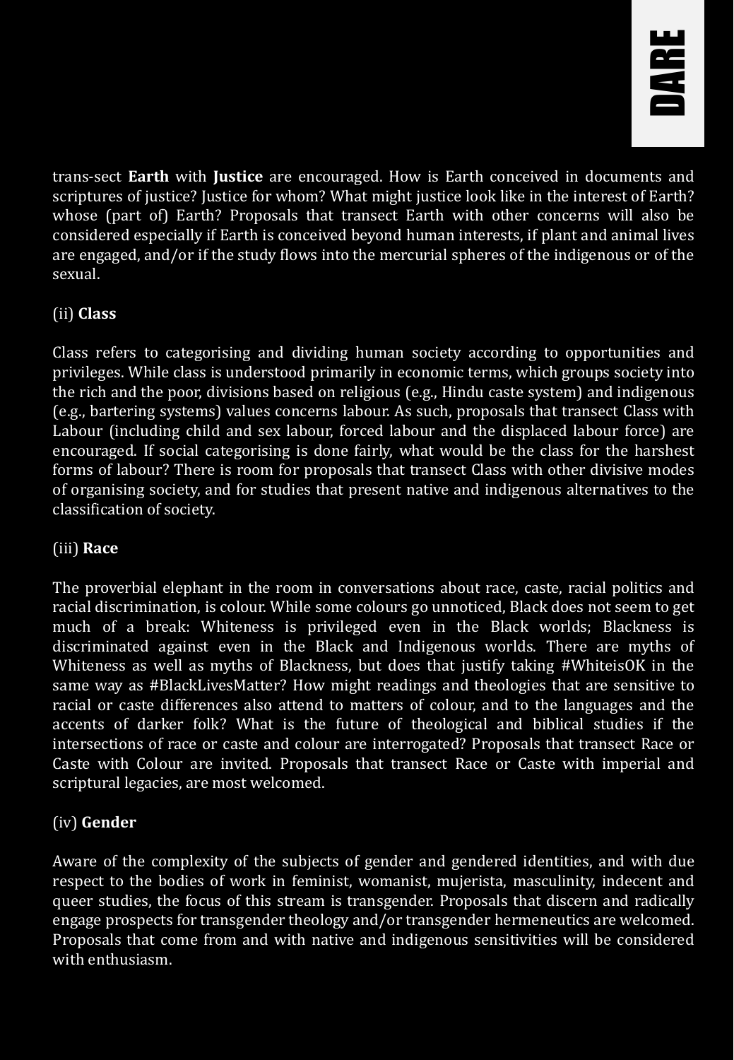trans-sect **Earth** with **Justice** are encouraged. How is Earth conceived in documents and scriptures of justice? Justice for whom? What might justice look like in the interest of Earth? whose (part of) Earth? Proposals that transect Earth with other concerns will also be considered especially if Earth is conceived beyond human interests, if plant and animal lives are engaged, and/or if the study flows into the mercurial spheres of the indigenous or of the sexual.

(ii) **Class**

Class refers to categorising and dividing human society according to opportunities and privileges. While class is understood primarily in economic terms, which groups society into the rich and the poor, divisions based on religious (e.g., Hindu caste system) and indigenous (e.g., bartering systems) values concerns labour. As such, proposals that transect Class with Labour (including child and sex labour, forced labour and the displaced labour force) are encouraged. If social categorising is done fairly, what would be the class for the harshest forms of labour? There is room for proposals that transect Class with other divisive modes of organising society, and for studies that present native and indigenous alternatives to the classification of society.

(iii) **Race**

The proverbial elephant in the room in conversations about race, caste, racial politics and racial discrimination, is colour. While some colours go unnoticed, Black does not seem to get much of a break: Whiteness is privileged even in the Black worlds; Blackness is discriminated against even in the Black and Indigenous worlds. There are myths of Whiteness as well as myths of Blackness, but does that justify taking #WhiteisOK in the same way as #BlackLivesMatter? How might readings and theologies that are sensitive to racial or caste differences also attend to matters of colour, and to the languages and the accents of darker folk? What is the future of theological and biblical studies if the intersections of race or caste and colour are interrogated? Proposals that transect Race or Caste with Colour are invited. Proposals that transect Race or Caste with imperial and scriptural legacies, are most welcomed.

(iv) **Gender**

Aware of the complexity of the subjects of gender and gendered identities, and with due respect to the bodies of work in feminist, womanist, mujerista, masculinity, indecent and queer studies, the focus of this stream is transgender. Proposals that discern and radically engage prospects for transgender theology and/or transgender hermeneutics are welcomed. Proposals that come from and with native and indigenous sensitivities will be considered with enthusiasm.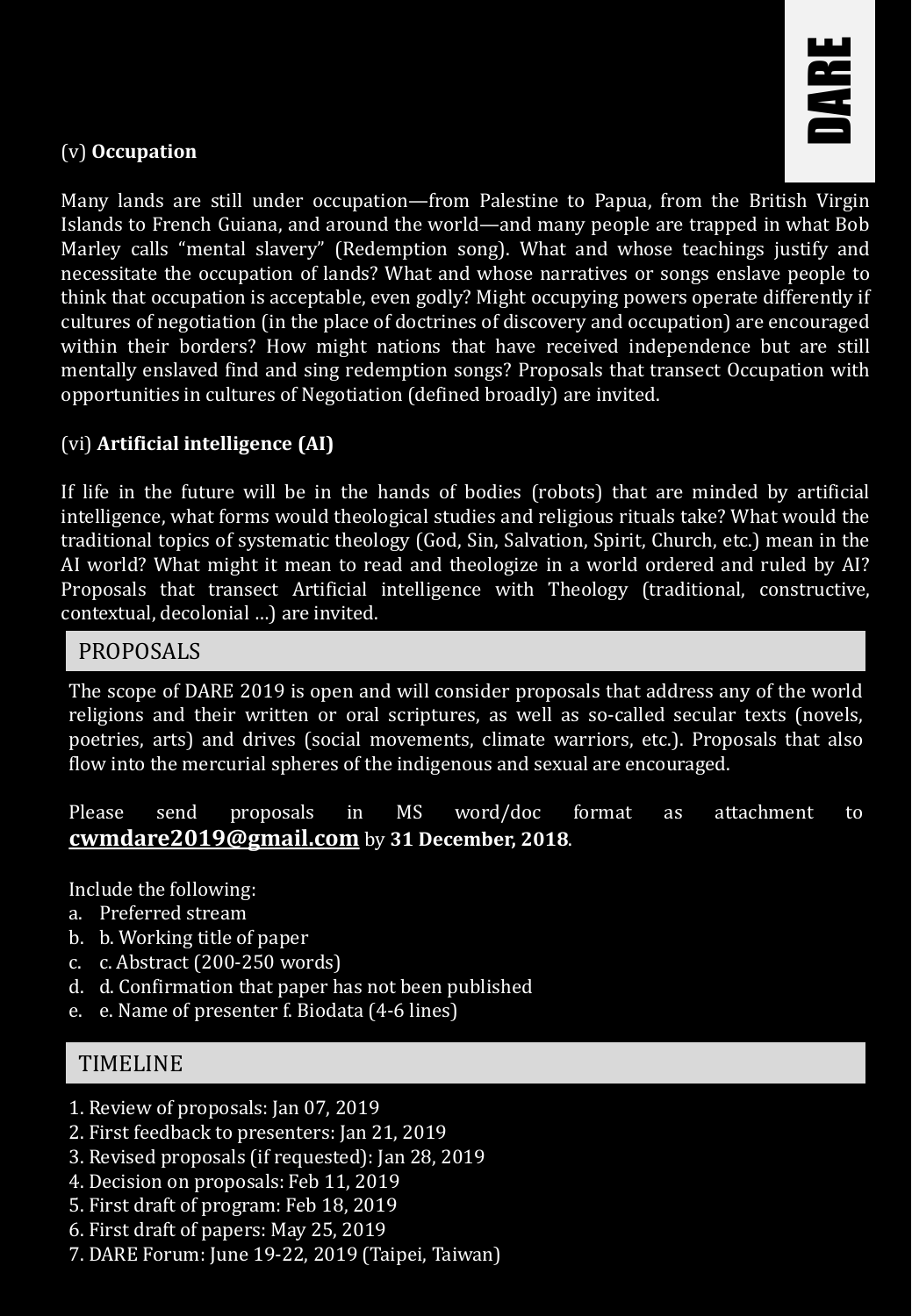### (v) **Occupation**

Many lands are still under occupation—from Palestine to Papua, from the British Virgin Islands to French Guiana, and around the world—and many people are trapped in what Bob Marley calls "mental slavery" (Redemption song). What and whose teachings justify and necessitate the occupation of lands? What and whose narratives or songs enslave people to think that occupation is acceptable, even godly? Might occupying powers operate differently if cultures of negotiation (in the place of doctrines of discovery and occupation) are encouraged within their borders? How might nations that have received independence but are still mentally enslaved find and sing redemption songs? Proposals that transect Occupation with opportunities in cultures of Negotiation (defined broadly) are invited.

### (vi) **Artificial intelligence (AI)**

If life in the future will be in the hands of bodies (robots) that are minded by artificial intelligence, what forms would theological studies and religious rituals take? What would the traditional topics of systematic theology (God, Sin, Salvation, Spirit, Church, etc.) mean in the AI world? What might it mean to read and theologize in a world ordered and ruled by AI? Proposals that transect Artificial intelligence with Theology (traditional, constructive, contextual, decolonial …) are invited.

## PROPOSALS

The scope of DARE 2019 is open and will consider proposals that address any of the world religions and their written or oral scriptures, as well as so-called secular texts (novels, poetries, arts) and drives (social movements, climate warriors, etc.). Proposals that also flow into the mercurial spheres of the indigenous and sexual are encouraged.

Please send proposals in MS word/doc format as attachment to **cwmdare2019@gmail.com** by **31 December, 2018**.

Include the following:

a. Preferred stream
b. b. Working title of paper
c. c. Abstract (200-250 words)
d. d. Confirmation that paper has not been published
e. e. Name of presenter f. Biodata (4-6 lines)

## TIMELINE

1. Review of proposals: Jan 07, 2019
2. First feedback to presenters: Jan 21, 2019
3. Revised proposals (if requested): Jan 28, 2019
4. Decision on proposals: Feb 11, 2019
5. First draft of program: Feb 18, 2019
6. First draft of papers: May 25, 2019
7. DARE Forum: June 19-22, 2019 (Taipei, Taiwan)